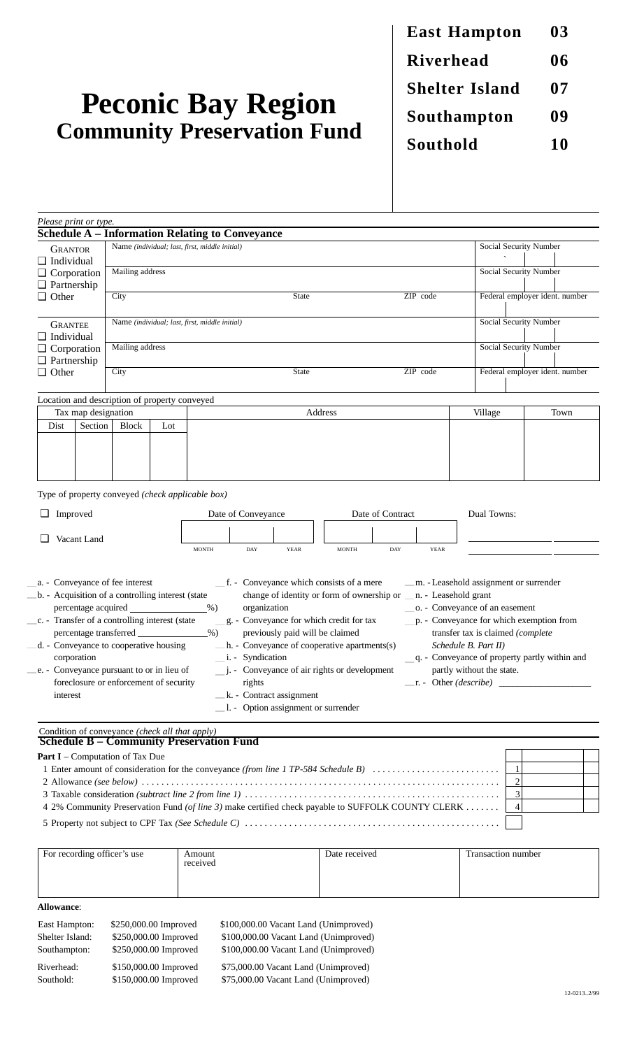# Peconic Bay Region
## Community Preservation Fund

| | |
|---|---|
| **East Hampton** | **03** |
| **Riverhead** | **06** |
| **Shelter Island** | **07** |
| **Southampton** | **09** |
| **Southold** | **10** |

*Please print or type.*

### Schedule A – Information Relating to Conveyance

| GRANTOR | | | | |
|---|---|---|---|---|
| ❑ Individual | Name *(individual; last, first, middle initial)* | | | Social Security Number |
| ❑ Corporation<br>❑ Partnership | Mailing address | | | Social Security Number |
| ❑ Other | City | State | ZIP code | Federal employer ident. number |

| GRANTEE | | | | |
|---|---|---|---|---|
| ❑ Individual | Name *(individual; last, first, middle initial)* | | | Social Security Number |
| ❑ Corporation<br>❑ Partnership | Mailing address | | | Social Security Number |
| ❑ Other | City | State | ZIP code | Federal employer ident. number |

Location and description of property conveyed

| Tax map designation | | | | Address | Village | Town |
|---|---|---|---|---|---|---|
| Dist | Section | Block | Lot | | | |
| | | | | | | |

Type of property conveyed *(check applicable box)*

❑ Improved

❑ Vacant Land

| Date of Conveyance | | | Date of Contract | | | Dual Towns: |
|---|---|---|---|---|---|---|
| MONTH | DAY | YEAR | MONTH | DAY | YEAR | |

__a. - Conveyance of fee interest
__b. - Acquisition of a controlling interest (state percentage acquired ______%)
__c. - Transfer of a controlling interest (state percentage transferred ______%)
__d. - Conveyance to cooperative housing corporation
__e. - Conveyance pursuant to or in lieu of foreclosure or enforcement of security interest
__f. - Conveyance which consists of a mere change of identity or form of ownership or organization
__g. - Conveyance for which credit for tax previously paid will be claimed
__h. - Conveyance of cooperative apartments(s)
__i. - Syndication
__j. - Conveyance of air rights or development rights
__k. - Contract assignment
__l. - Option assignment or surrender
__m. - Leasehold assignment or surrender
__n. - Leasehold grant
__o. - Conveyance of an easement
__p. - Conveyance for which exemption from transfer tax is claimed *(complete Schedule B. Part II)*
__q. - Conveyance of property partly within and partly without the state.
__r. - Other *(describe)* ______________

Condition of conveyance *(check all that apply)*

### Schedule B – Community Preservation Fund

**Part I** – Computation of Tax Due

| | | |
|---|---|---|
| 1 Enter amount of consideration for the conveyance *(from line 1 TP-584 Schedule B)* | 1 | |
| 2 Allowance *(see below)* | 2 | |
| 3 Taxable consideration *(subtract line 2 from line 1)* | 3 | |
| 4 2% Community Preservation Fund *(of line 3)* make certified check payable to SUFFOLK COUNTY CLERK | 4 | |
| 5 Property not subject to CPF Tax *(See Schedule C)* | | |

| For recording officer's use | Amount received | Date received | Transaction number |
|---|---|---|---|
| | | | |

**Allowance**:

| | | |
|---|---|---|
| East Hampton: | $250,000.00 Improved | $100,000.00 Vacant Land (Unimproved) |
| Shelter Island: | $250,000.00 Improved | $100,000.00 Vacant Land (Unimproved) |
| Southampton: | $250,000.00 Improved | $100,000.00 Vacant Land (Unimproved) |
| Riverhead: | $150,000.00 Improved | $75,000.00 Vacant Land (Unimproved) |
| Southold: | $150,000.00 Improved | $75,000.00 Vacant Land (Unimproved) |

12-0213..2/99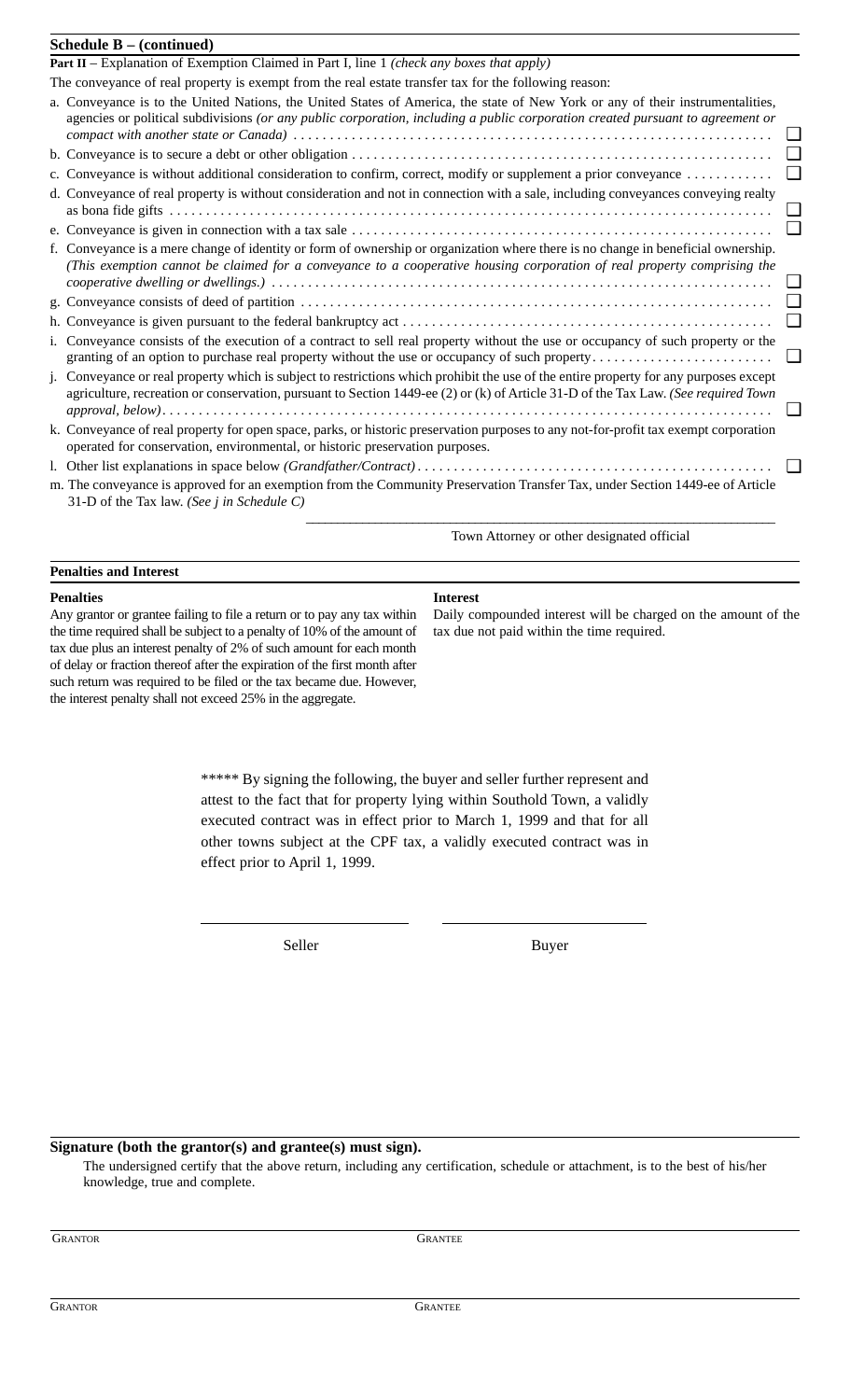## Schedule B – (continued)

**Part II** – Explanation of Exemption Claimed in Part I, line 1 *(check any boxes that apply)*

The conveyance of real property is exempt from the real estate transfer tax for the following reason:

- a. Conveyance is to the United Nations, the United States of America, the state of New York or any of their instrumentalities, agencies or political subdivisions *(or any public corporation, including a public corporation created pursuant to agreement or compact with another state or Canada)* ☐
- b. Conveyance is to secure a debt or other obligation ☐
- c. Conveyance is without additional consideration to confirm, correct, modify or supplement a prior conveyance ☐
- d. Conveyance of real property is without consideration and not in connection with a sale, including conveyances conveying realty as bona fide gifts ☐
- e. Conveyance is given in connection with a tax sale ☐
- f. Conveyance is a mere change of identity or form of ownership or organization where there is no change in beneficial ownership. *(This exemption cannot be claimed for a conveyance to a cooperative housing corporation of real property comprising the cooperative dwelling or dwellings.)* ☐
- g. Conveyance consists of deed of partition ☐
- h. Conveyance is given pursuant to the federal bankruptcy act ☐
- i. Conveyance consists of the execution of a contract to sell real property without the use or occupancy of such property or the granting of an option to purchase real property without the use or occupancy of such property ☐
- j. Conveyance or real property which is subject to restrictions which prohibit the use of the entire property for any purposes except agriculture, recreation or conservation, pursuant to Section 1449-ee (2) or (k) of Article 31-D of the Tax Law. *(See required Town approval, below)* ☐
- k. Conveyance of real property for open space, parks, or historic preservation purposes to any not-for-profit tax exempt corporation operated for conservation, environmental, or historic preservation purposes.
- l. Other list explanations in space below *(Grandfather/Contract)* ☐
- m. The conveyance is approved for an exemption from the Community Preservation Transfer Tax, under Section 1449-ee of Article 31-D of the Tax law. *(See j in Schedule C)*

Town Attorney or other designated official

## Penalties and Interest

**Penalties**

Any grantor or grantee failing to file a return or to pay any tax within the time required shall be subject to a penalty of 10% of the amount of tax due plus an interest penalty of 2% of such amount for each month of delay or fraction thereof after the expiration of the first month after such return was required to be filed or the tax became due. However, the interest penalty shall not exceed 25% in the aggregate.

**Interest**

Daily compounded interest will be charged on the amount of the tax due not paid within the time required.

***** By signing the following, the buyer and seller further represent and attest to the fact that for property lying within Southold Town, a validly executed contract was in effect prior to March 1, 1999 and that for all other towns subject at the CPF tax, a validly executed contract was in effect prior to April 1, 1999.

Seller Buyer

## Signature (both the grantor(s) and grantee(s) must sign).

The undersigned certify that the above return, including any certification, schedule or attachment, is to the best of his/her knowledge, true and complete.

GRANTOR GRANTEE

GRANTOR GRANTEE